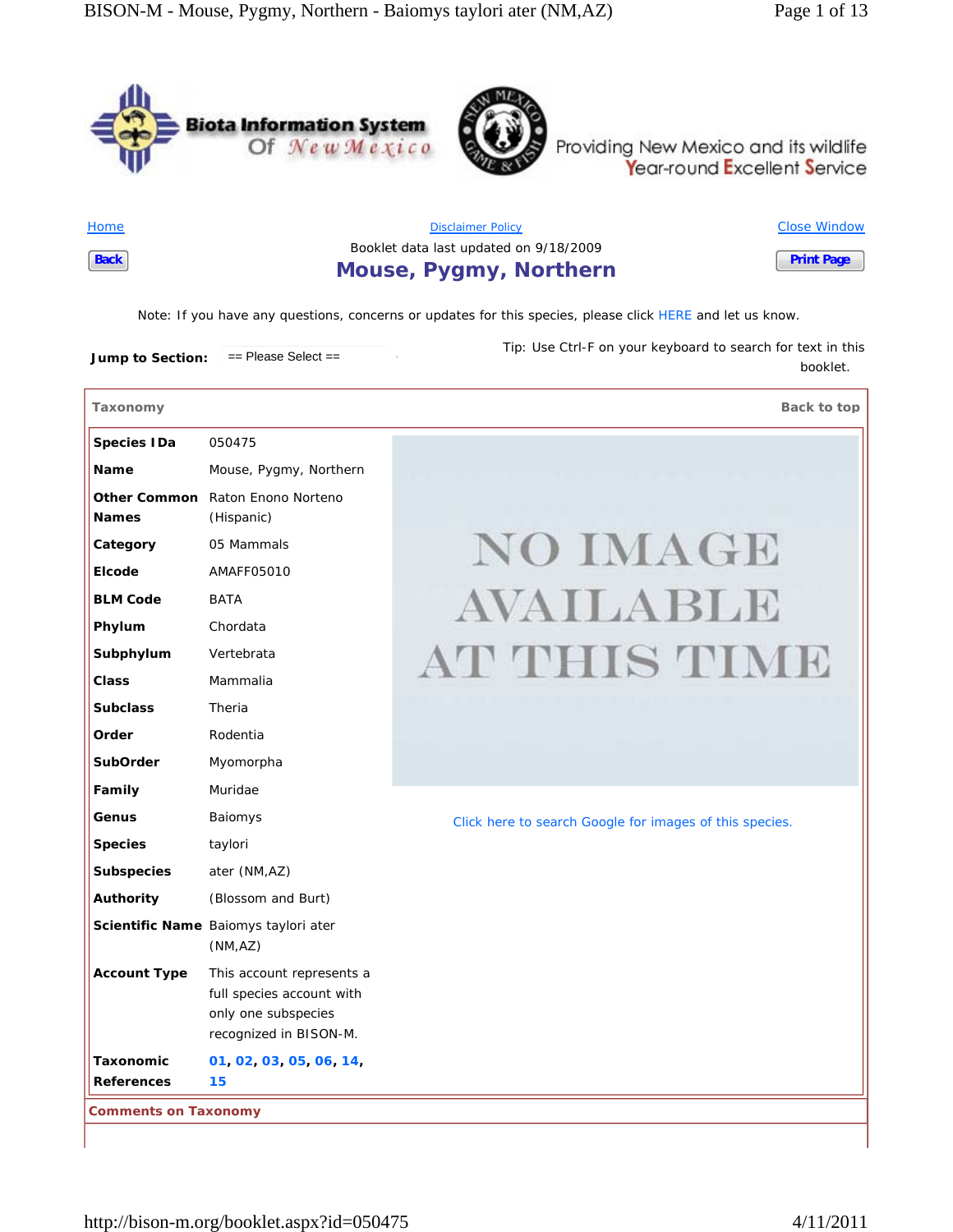Biota Information System Of New Mexico

Providing New Mexico and its wildlife Year-round Excellent Service

Home | Disclaimer Policy | Close Window

Back | Print Page

Booklet data last updated on 9/18/2009

# Mouse, Pygmy, Northern

Note: If you have any questions, concerns or updates for this species, please click HERE and let us know.

**Jump to Section:** == Please Select ==

Tip: Use Ctrl-F on your keyboard to search for text in this booklet.

## Taxonomy

Back to top

| | |
|---|---|
| **Species IDa** | 050475 |
| **Name** | Mouse, Pygmy, Northern |
| **Other Common Names** | Raton Enono Norteno (Hispanic) |
| **Category** | 05 Mammals |
| **Elcode** | AMAFF05010 |
| **BLM Code** | BATA |
| **Phylum** | Chordata |
| **Subphylum** | Vertebrata |
| **Class** | Mammalia |
| **Subclass** | Theria |
| **Order** | Rodentia |
| **SubOrder** | Myomorpha |
| **Family** | Muridae |
| **Genus** | Baiomys |
| **Species** | taylori |
| **Subspecies** | ater (NM,AZ) |
| **Authority** | (Blossom and Burt) |
| **Scientific Name** | Baiomys taylori ater (NM,AZ) |
| **Account Type** | This account represents a full species account with only one subspecies recognized in BISON-M. |
| **Taxonomic References** | 01, 02, 03, 05, 06, 14, 15 |

NO IMAGE AVAILABLE AT THIS TIME

Click here to search Google for images of this species.

## Comments on Taxonomy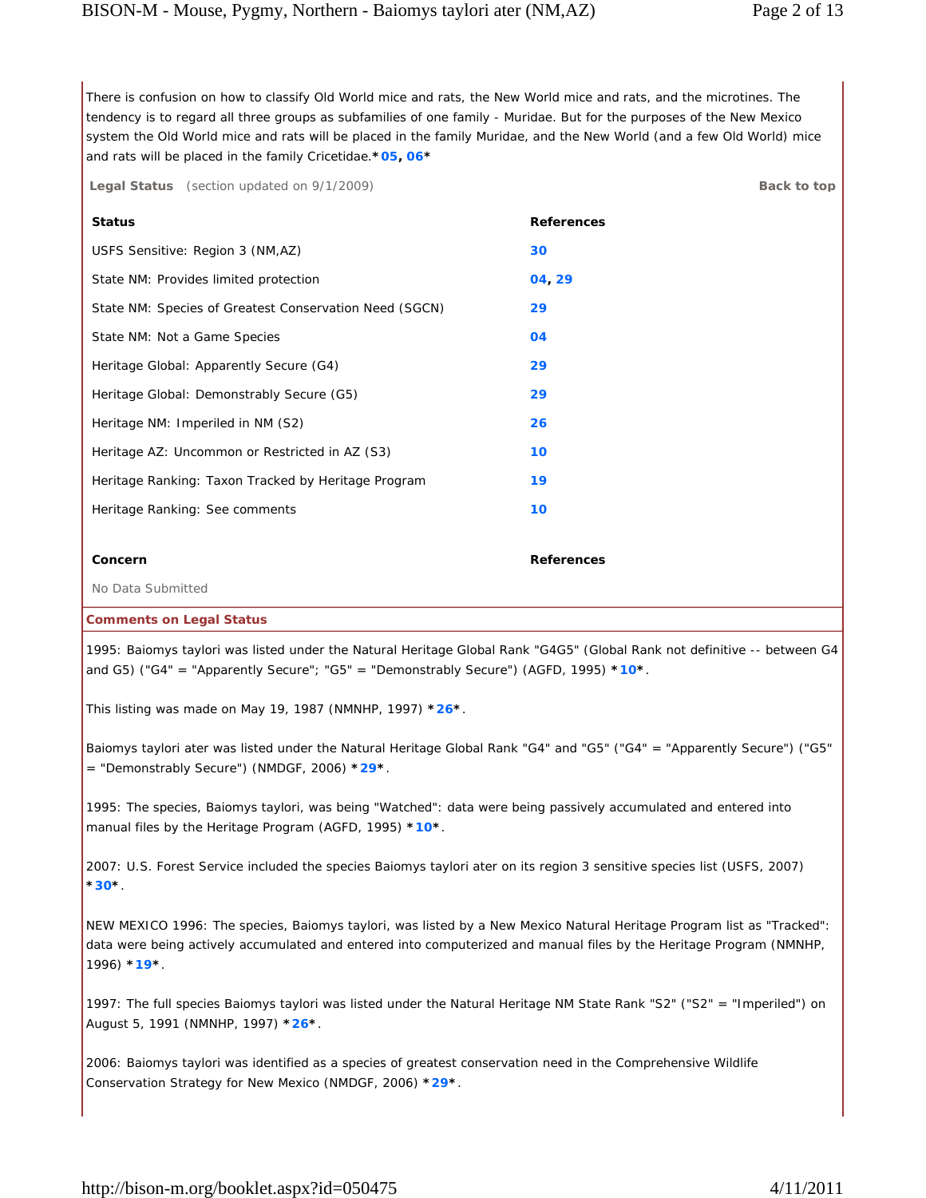There is confusion on how to classify Old World mice and rats, the New World mice and rats, and the microtines. The tendency is to regard all three groups as subfamilies of one family - Muridae. But for the purposes of the New Mexico system the Old World mice and rats will be placed in the family Muridae, and the New World (and a few Old World) mice and rats will be placed in the family Cricetidae.***05**, **06***

**Legal Status** (section updated on 9/1/2009) **Back to top**

| Status | References |
|---|---|
| USFS Sensitive: Region 3 (NM,AZ) | 30 |
| State NM: Provides limited protection | 04, 29 |
| State NM: Species of Greatest Conservation Need (SGCN) | 29 |
| State NM: Not a Game Species | 04 |
| Heritage Global: Apparently Secure (G4) | 29 |
| Heritage Global: Demonstrably Secure (G5) | 29 |
| Heritage NM: Imperiled in NM (S2) | 26 |
| Heritage AZ: Uncommon or Restricted in AZ (S3) | 10 |
| Heritage Ranking: Taxon Tracked by Heritage Program | 19 |
| Heritage Ranking: See comments | 10 |

| Concern | References |
|---|---|
| No Data Submitted | |

**Comments on Legal Status**

1995: Baiomys taylori was listed under the Natural Heritage Global Rank "G4G5" (Global Rank not definitive -- between G4 and G5) ("G4" = "Apparently Secure"; "G5" = "Demonstrably Secure") (AGFD, 1995) ***10***.

This listing was made on May 19, 1987 (NMNHP, 1997) ***26***.

Baiomys taylori ater was listed under the Natural Heritage Global Rank "G4" and "G5" ("G4" = "Apparently Secure") ("G5" = "Demonstrably Secure") (NMDGF, 2006) ***29***.

1995: The species, Baiomys taylori, was being "Watched": data were being passively accumulated and entered into manual files by the Heritage Program (AGFD, 1995) ***10***.

2007: U.S. Forest Service included the species Baiomys taylori ater on its region 3 sensitive species list (USFS, 2007) ***30***.

NEW MEXICO 1996: The species, Baiomys taylori, was listed by a New Mexico Natural Heritage Program list as "Tracked": data were being actively accumulated and entered into computerized and manual files by the Heritage Program (NMNHP, 1996) ***19***.

1997: The full species Baiomys taylori was listed under the Natural Heritage NM State Rank "S2" ("S2" = "Imperiled") on August 5, 1991 (NMNHP, 1997) ***26***.

2006: Baiomys taylori was identified as a species of greatest conservation need in the Comprehensive Wildlife Conservation Strategy for New Mexico (NMDGF, 2006) ***29***.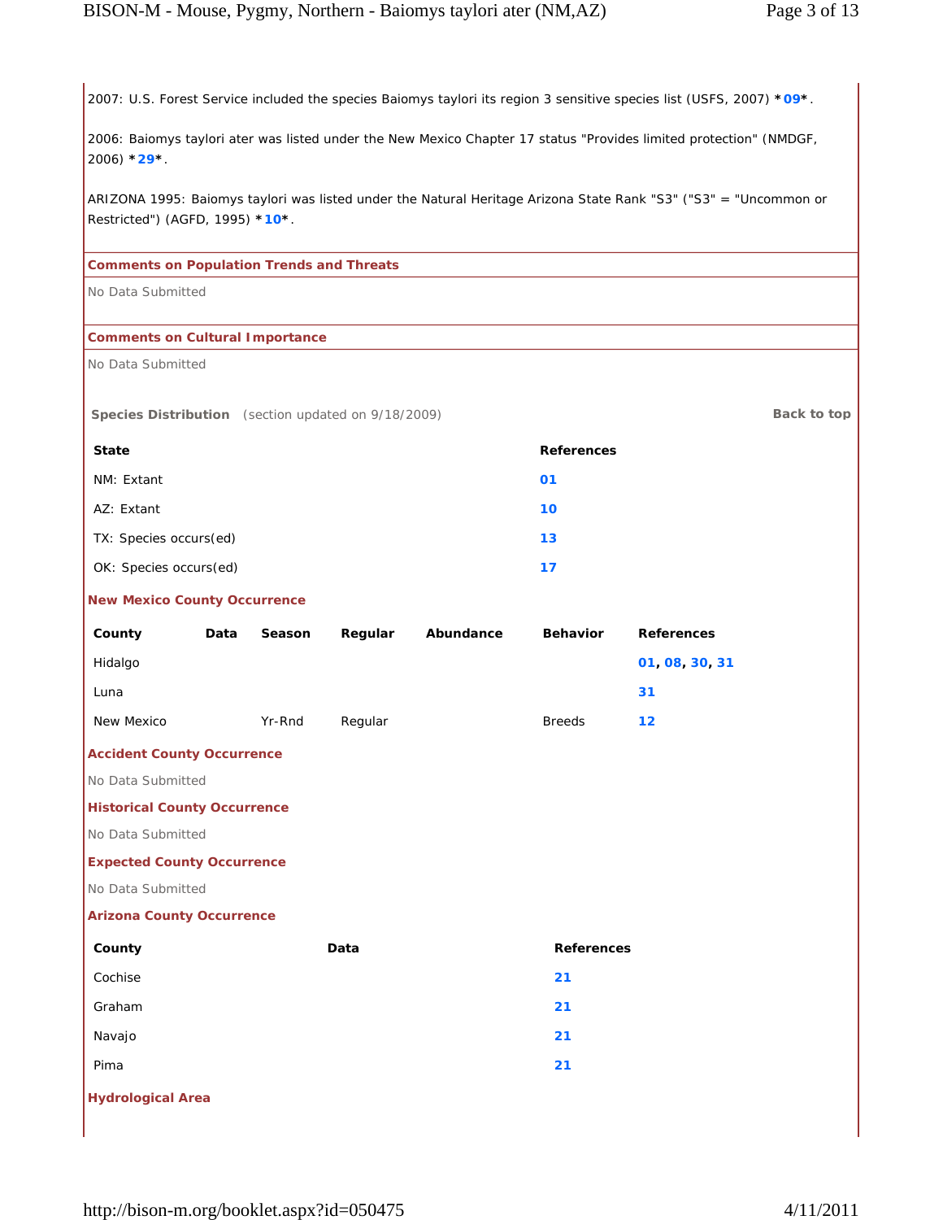2007: U.S. Forest Service included the species Baiomys taylori its region 3 sensitive species list (USFS, 2007) ***09***.

2006: Baiomys taylori ater was listed under the New Mexico Chapter 17 status "Provides limited protection" (NMDGF, 2006) ***29***.

ARIZONA 1995: Baiomys taylori was listed under the Natural Heritage Arizona State Rank "S3" ("S3" = "Uncommon or Restricted") (AGFD, 1995) ***10***.

### Comments on Population Trends and Threats

No Data Submitted

### Comments on Cultural Importance

No Data Submitted

## Species Distribution (section updated on 9/18/2009)

Back to top

| State | References |
|---|---|
| NM: Extant | 01 |
| AZ: Extant | 10 |
| TX: Species occurs(ed) | 13 |
| OK: Species occurs(ed) | 17 |

### New Mexico County Occurrence

| County | Data | Season | Regular | Abundance | Behavior | References |
|---|---|---|---|---|---|---|
| Hidalgo | | | | | | 01, 08, 30, 31 |
| Luna | | | | | | 31 |
| New Mexico | | Yr-Rnd | Regular | | Breeds | 12 |

### Accident County Occurrence

No Data Submitted

### Historical County Occurrence

No Data Submitted

### Expected County Occurrence

No Data Submitted

### Arizona County Occurrence

| County | Data | References |
|---|---|---|
| Cochise | | 21 |
| Graham | | 21 |
| Navajo | | 21 |
| Pima | | 21 |

### Hydrological Area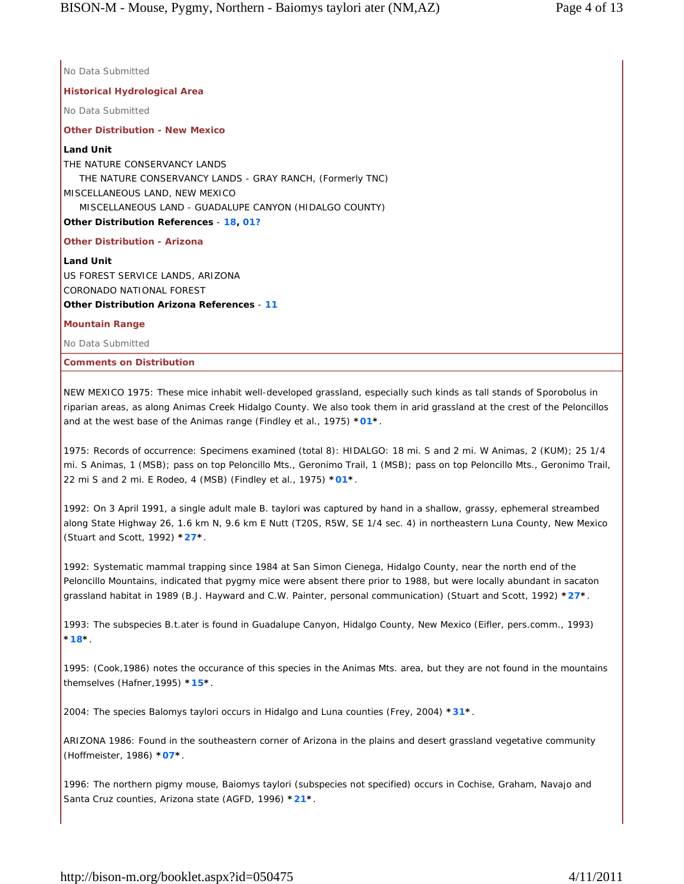No Data Submitted

**Historical Hydrological Area**

No Data Submitted

**Other Distribution - New Mexico**

**Land Unit**
THE NATURE CONSERVANCY LANDS
  THE NATURE CONSERVANCY LANDS - GRAY RANCH, (Formerly TNC)
MISCELLANEOUS LAND, NEW MEXICO
  MISCELLANEOUS LAND - GUADALUPE CANYON (HIDALGO COUNTY)

**Other Distribution References** - **18**, **01?**

**Other Distribution - Arizona**

**Land Unit**
US FOREST SERVICE LANDS, ARIZONA
CORONADO NATIONAL FOREST

**Other Distribution Arizona References** - **11**

**Mountain Range**

No Data Submitted

**Comments on Distribution**

NEW MEXICO 1975: These mice inhabit well-developed grassland, especially such kinds as tall stands of Sporobolus in riparian areas, as along Animas Creek Hidalgo County. We also took them in arid grassland at the crest of the Peloncillos and at the west base of the Animas range (Findley et al., 1975) ***01***.

1975: Records of occurrence: Specimens examined (total 8): HIDALGO: 18 mi. S and 2 mi. W Animas, 2 (KUM); 25 1/4 mi. S Animas, 1 (MSB); pass on top Peloncillo Mts., Geronimo Trail, 1 (MSB); pass on top Peloncillo Mts., Geronimo Trail, 22 mi S and 2 mi. E Rodeo, 4 (MSB) (Findley et al., 1975) ***01***.

1992: On 3 April 1991, a single adult male B. taylori was captured by hand in a shallow, grassy, ephemeral streambed along State Highway 26, 1.6 km N, 9.6 km E Nutt (T20S, R5W, SE 1/4 sec. 4) in northeastern Luna County, New Mexico (Stuart and Scott, 1992) ***27***.

1992: Systematic mammal trapping since 1984 at San Simon Cienega, Hidalgo County, near the north end of the Peloncillo Mountains, indicated that pygmy mice were absent there prior to 1988, but were locally abundant in sacaton grassland habitat in 1989 (B.J. Hayward and C.W. Painter, personal communication) (Stuart and Scott, 1992) ***27***.

1993: The subspecies B.t.ater is found in Guadalupe Canyon, Hidalgo County, New Mexico (Eifler, pers.comm., 1993) ***18***.

1995: (Cook,1986) notes the occurance of this species in the Animas Mts. area, but they are not found in the mountains themselves (Hafner,1995) ***15***.

2004: The species Balomys taylori occurs in Hidalgo and Luna counties (Frey, 2004) ***31***.

ARIZONA 1986: Found in the southeastern corner of Arizona in the plains and desert grassland vegetative community (Hoffmeister, 1986) ***07***.

1996: The northern pigmy mouse, Baiomys taylori (subspecies not specified) occurs in Cochise, Graham, Navajo and Santa Cruz counties, Arizona state (AGFD, 1996) ***21***.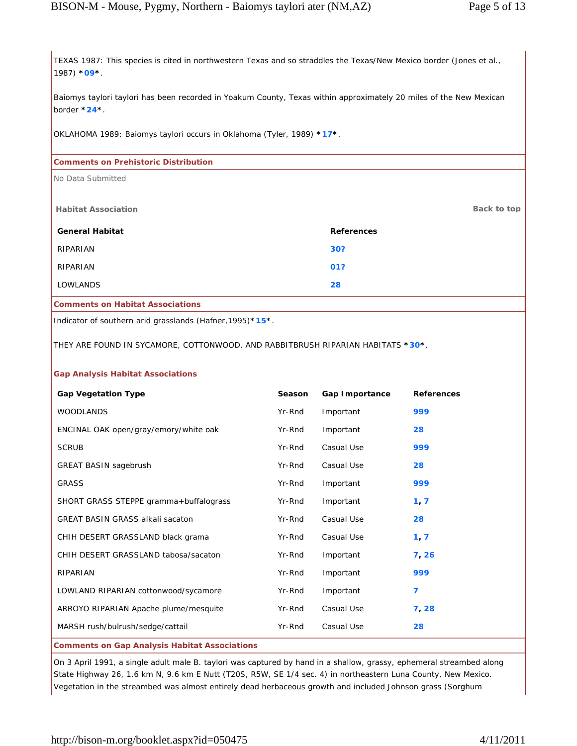TEXAS 1987: This species is cited in northwestern Texas and so straddles the Texas/New Mexico border (Jones et al., 1987) *09*.

Baiomys taylori taylori has been recorded in Yoakum County, Texas within approximately 20 miles of the New Mexican border *24*.

OKLAHOMA 1989: Baiomys taylori occurs in Oklahoma (Tyler, 1989) *17*.

### Comments on Prehistoric Distribution

No Data Submitted

### Habitat Association

Back to top

| General Habitat | References |
|---|---|
| RIPARIAN | 30? |
| RIPARIAN | 01? |
| LOWLANDS | 28 |

### Comments on Habitat Associations

Indicator of southern arid grasslands (Hafner,1995)*15*.

THEY ARE FOUND IN SYCAMORE, COTTONWOOD, AND RABBITBRUSH RIPARIAN HABITATS *30*.

### Gap Analysis Habitat Associations

| Gap Vegetation Type | Season | Gap Importance | References |
|---|---|---|---|
| WOODLANDS | Yr-Rnd | Important | 999 |
| ENCINAL OAK open/gray/emory/white oak | Yr-Rnd | Important | 28 |
| SCRUB | Yr-Rnd | Casual Use | 999 |
| GREAT BASIN sagebrush | Yr-Rnd | Casual Use | 28 |
| GRASS | Yr-Rnd | Important | 999 |
| SHORT GRASS STEPPE gramma+buffalograss | Yr-Rnd | Important | 1, 7 |
| GREAT BASIN GRASS alkali sacaton | Yr-Rnd | Casual Use | 28 |
| CHIH DESERT GRASSLAND black grama | Yr-Rnd | Casual Use | 1, 7 |
| CHIH DESERT GRASSLAND tabosa/sacaton | Yr-Rnd | Important | 7, 26 |
| RIPARIAN | Yr-Rnd | Important | 999 |
| LOWLAND RIPARIAN cottonwood/sycamore | Yr-Rnd | Important | 7 |
| ARROYO RIPARIAN Apache plume/mesquite | Yr-Rnd | Casual Use | 7, 28 |
| MARSH rush/bulrush/sedge/cattail | Yr-Rnd | Casual Use | 28 |

### Comments on Gap Analysis Habitat Associations

On 3 April 1991, a single adult male B. taylori was captured by hand in a shallow, grassy, ephemeral streambed along State Highway 26, 1.6 km N, 9.6 km E Nutt (T20S, R5W, SE 1/4 sec. 4) in northeastern Luna County, New Mexico. Vegetation in the streambed was almost entirely dead herbaceous growth and included Johnson grass (Sorghum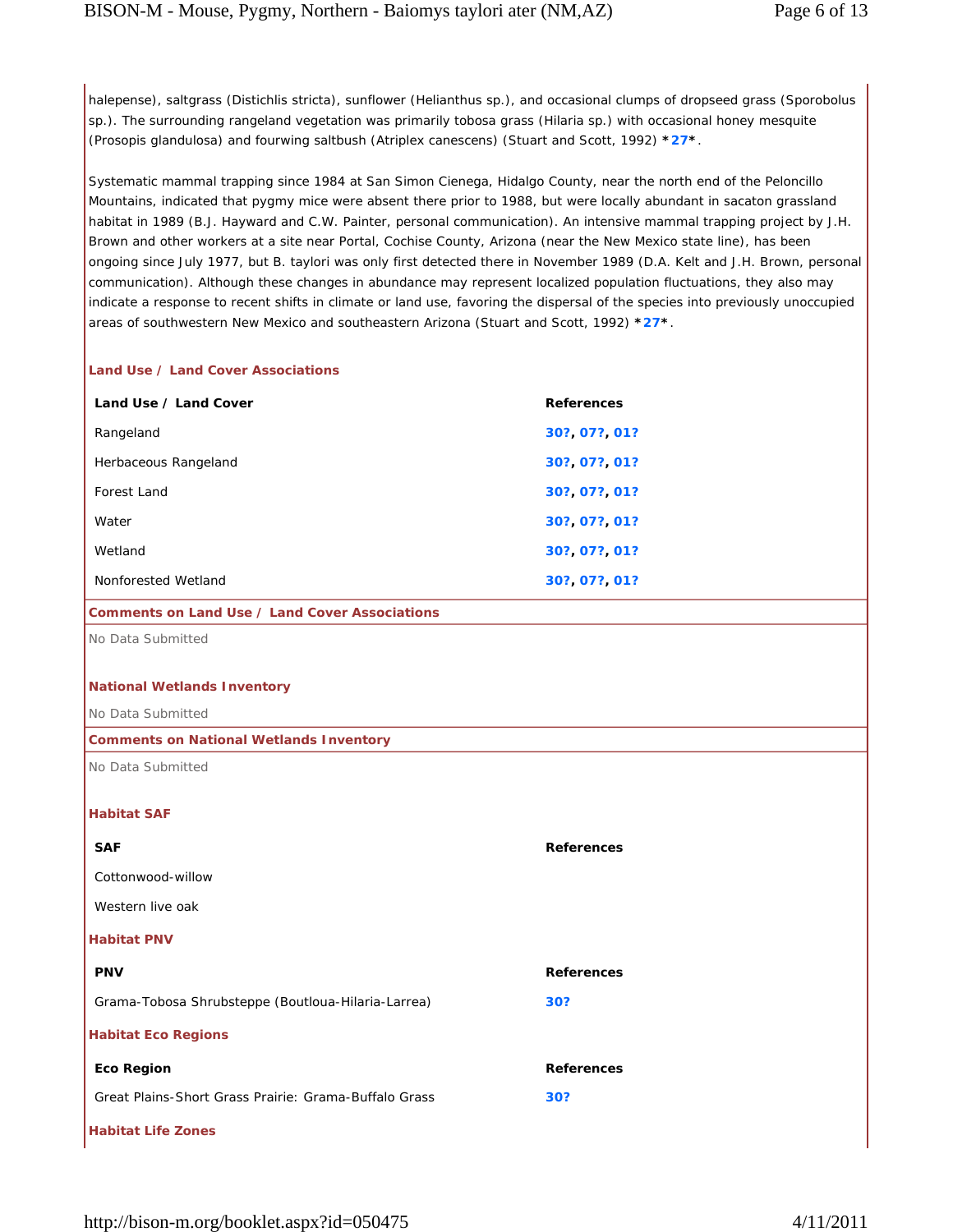halepense), saltgrass (Distichlis stricta), sunflower (Helianthus sp.), and occasional clumps of dropseed grass (Sporobolus sp.). The surrounding rangeland vegetation was primarily tobosa grass (Hilaria sp.) with occasional honey mesquite (Prosopis glandulosa) and fourwing saltbush (Atriplex canescens) (Stuart and Scott, 1992) ***27***.

Systematic mammal trapping since 1984 at San Simon Cienega, Hidalgo County, near the north end of the Peloncillo Mountains, indicated that pygmy mice were absent there prior to 1988, but were locally abundant in sacaton grassland habitat in 1989 (B.J. Hayward and C.W. Painter, personal communication). An intensive mammal trapping project by J.H. Brown and other workers at a site near Portal, Cochise County, Arizona (near the New Mexico state line), has been ongoing since July 1977, but B. taylori was only first detected there in November 1989 (D.A. Kelt and J.H. Brown, personal communication). Although these changes in abundance may represent localized population fluctuations, they also may indicate a response to recent shifts in climate or land use, favoring the dispersal of the species into previously unoccupied areas of southwestern New Mexico and southeastern Arizona (Stuart and Scott, 1992) ***27***.

### Land Use / Land Cover Associations

| Land Use / Land Cover | References |
|---|---|
| Rangeland | 30?, 07?, 01? |
| Herbaceous Rangeland | 30?, 07?, 01? |
| Forest Land | 30?, 07?, 01? |
| Water | 30?, 07?, 01? |
| Wetland | 30?, 07?, 01? |
| Nonforested Wetland | 30?, 07?, 01? |

### Comments on Land Use / Land Cover Associations

No Data Submitted

### National Wetlands Inventory

No Data Submitted

### Comments on National Wetlands Inventory

No Data Submitted

### Habitat SAF

| SAF | References |
|---|---|
| Cottonwood-willow | |
| Western live oak | |

### Habitat PNV

| PNV | References |
|---|---|
| Grama-Tobosa Shrubsteppe (Boutloua-Hilaria-Larrea) | 30? |

### Habitat Eco Regions

| Eco Region | References |
|---|---|
| Great Plains-Short Grass Prairie: Grama-Buffalo Grass | 30? |

### Habitat Life Zones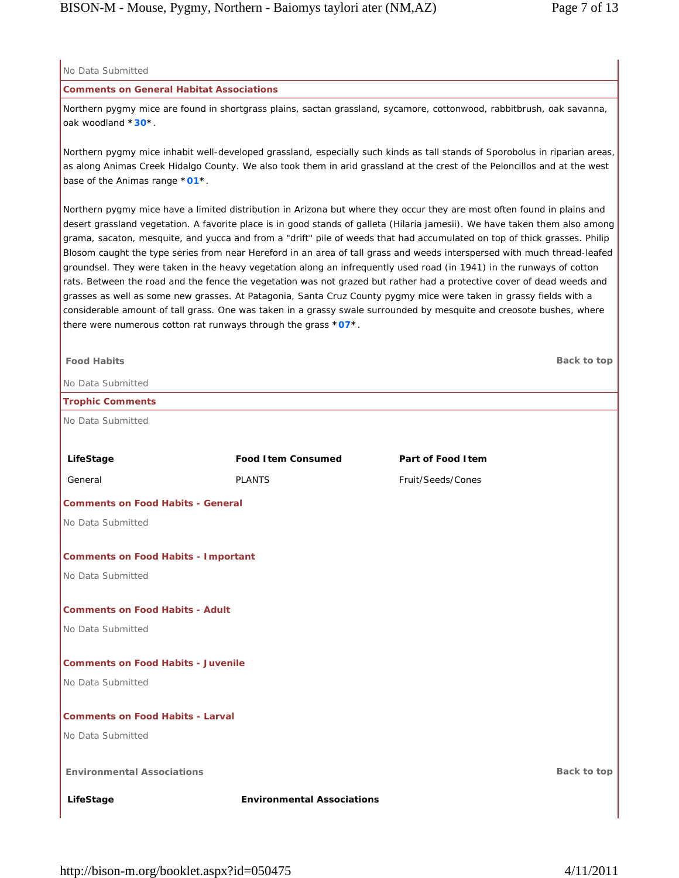No Data Submitted

**Comments on General Habitat Associations**

Northern pygmy mice are found in shortgrass plains, sactan grassland, sycamore, cottonwood, rabbitbrush, oak savanna, oak woodland ***30***.

Northern pygmy mice inhabit well-developed grassland, especially such kinds as tall stands of Sporobolus in riparian areas, as along Animas Creek Hidalgo County. We also took them in arid grassland at the crest of the Peloncillos and at the west base of the Animas range ***01***.

Northern pygmy mice have a limited distribution in Arizona but where they occur they are most often found in plains and desert grassland vegetation. A favorite place is in good stands of galleta (Hilaria jamesii). We have taken them also among grama, sacaton, mesquite, and yucca and from a "drift" pile of weeds that had accumulated on top of thick grasses. Philip Blosom caught the type series from near Hereford in an area of tall grass and weeds interspersed with much thread-leafed groundsel. They were taken in the heavy vegetation along an infrequently used road (in 1941) in the runways of cotton rats. Between the road and the fence the vegetation was not grazed but rather had a protective cover of dead weeds and grasses as well as some new grasses. At Patagonia, Santa Cruz County pygmy mice were taken in grassy fields with a considerable amount of tall grass. One was taken in a grassy swale surrounded by mesquite and creosote bushes, where there were numerous cotton rat runways through the grass ***07***.

## Food Habits

Back to top

No Data Submitted

**Trophic Comments**

No Data Submitted

| LifeStage | Food Item Consumed | Part of Food Item |
| --- | --- | --- |
| General | PLANTS | Fruit/Seeds/Cones |

**Comments on Food Habits - General**

No Data Submitted

**Comments on Food Habits - Important**

No Data Submitted

**Comments on Food Habits - Adult**

No Data Submitted

**Comments on Food Habits - Juvenile**

No Data Submitted

**Comments on Food Habits - Larval**

No Data Submitted

## Environmental Associations

Back to top

| LifeStage | Environmental Associations |
| --- | --- |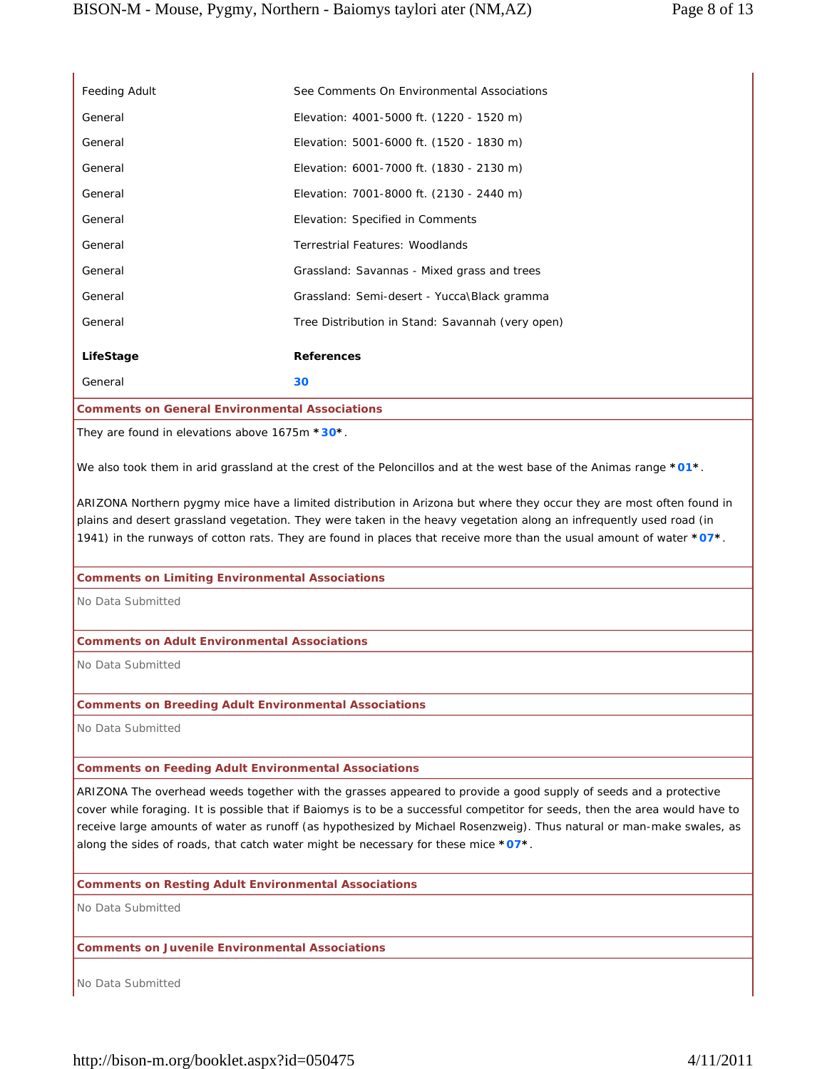| | |
|---|---|
| Feeding Adult | See Comments On Environmental Associations |
| General | Elevation: 4001-5000 ft. (1220 - 1520 m) |
| General | Elevation: 5001-6000 ft. (1520 - 1830 m) |
| General | Elevation: 6001-7000 ft. (1830 - 2130 m) |
| General | Elevation: 7001-8000 ft. (2130 - 2440 m) |
| General | Elevation: Specified in Comments |
| General | Terrestrial Features: Woodlands |
| General | Grassland: Savannas - Mixed grass and trees |
| General | Grassland: Semi-desert - Yucca\Black gramma |
| General | Tree Distribution in Stand: Savannah (very open) |

| **LifeStage** | **References** |
|---|---|
| General | **30** |

**Comments on General Environmental Associations**

They are found in elevations above 1675m ***30***.

We also took them in arid grassland at the crest of the Peloncillos and at the west base of the Animas range ***01***.

ARIZONA Northern pygmy mice have a limited distribution in Arizona but where they occur they are most often found in plains and desert grassland vegetation. They were taken in the heavy vegetation along an infrequently used road (in 1941) in the runways of cotton rats. They are found in places that receive more than the usual amount of water ***07***.

**Comments on Limiting Environmental Associations**

No Data Submitted

**Comments on Adult Environmental Associations**

No Data Submitted

**Comments on Breeding Adult Environmental Associations**

No Data Submitted

**Comments on Feeding Adult Environmental Associations**

ARIZONA The overhead weeds together with the grasses appeared to provide a good supply of seeds and a protective cover while foraging. It is possible that if Baiomys is to be a successful competitor for seeds, then the area would have to receive large amounts of water as runoff (as hypothesized by Michael Rosenzweig). Thus natural or man-make swales, as along the sides of roads, that catch water might be necessary for these mice ***07***.

**Comments on Resting Adult Environmental Associations**

No Data Submitted

**Comments on Juvenile Environmental Associations**

No Data Submitted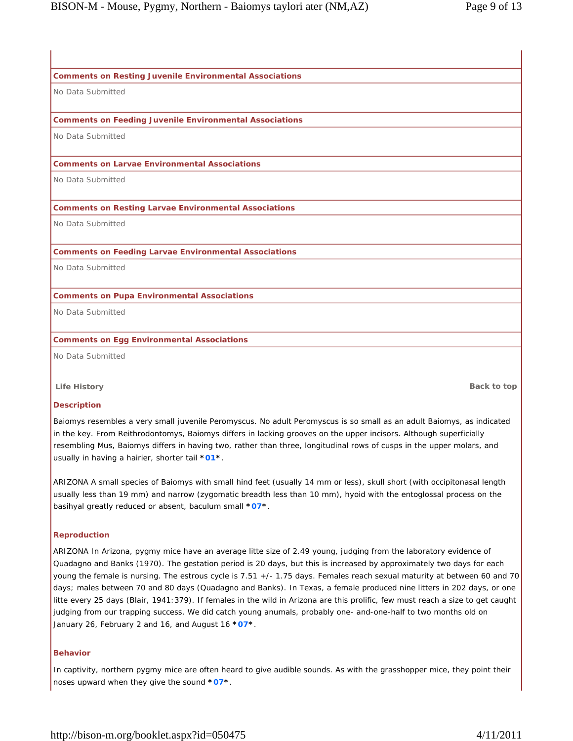**Comments on Resting Juvenile Environmental Associations**

No Data Submitted

**Comments on Feeding Juvenile Environmental Associations**

No Data Submitted

**Comments on Larvae Environmental Associations**

No Data Submitted

**Comments on Resting Larvae Environmental Associations**

No Data Submitted

**Comments on Feeding Larvae Environmental Associations**

No Data Submitted

**Comments on Pupa Environmental Associations**

No Data Submitted

**Comments on Egg Environmental Associations**

No Data Submitted

## Life History

Back to top

### Description

Baiomys resembles a very small juvenile Peromyscus. No adult Peromyscus is so small as an adult Baiomys, as indicated in the key. From Reithrodontomys, Baiomys differs in lacking grooves on the upper incisors. Although superficially resembling Mus, Baiomys differs in having two, rather than three, longitudinal rows of cusps in the upper molars, and usually in having a hairier, shorter tail **\*01\***.

ARIZONA A small species of Baiomys with small hind feet (usually 14 mm or less), skull short (with occipitonasal length usually less than 19 mm) and narrow (zygomatic breadth less than 10 mm), hyoid with the entoglossal process on the basihyal greatly reduced or absent, baculum small **\*07\***.

### Reproduction

ARIZONA In Arizona, pygmy mice have an average litte size of 2.49 young, judging from the laboratory evidence of Quadagno and Banks (1970). The gestation period is 20 days, but this is increased by approximately two days for each young the female is nursing. The estrous cycle is 7.51 +/- 1.75 days. Females reach sexual maturity at between 60 and 70 days; males between 70 and 80 days (Quadagno and Banks). In Texas, a female produced nine litters in 202 days, or one litte every 25 days (Blair, 1941:379). If females in the wild in Arizona are this prolific, few must reach a size to get caught judging from our trapping success. We did catch young anumals, probably one- and-one-half to two months old on January 26, February 2 and 16, and August 16 **\*07\***.

### Behavior

In captivity, northern pygmy mice are often heard to give audible sounds. As with the grasshopper mice, they point their noses upward when they give the sound **\*07\***.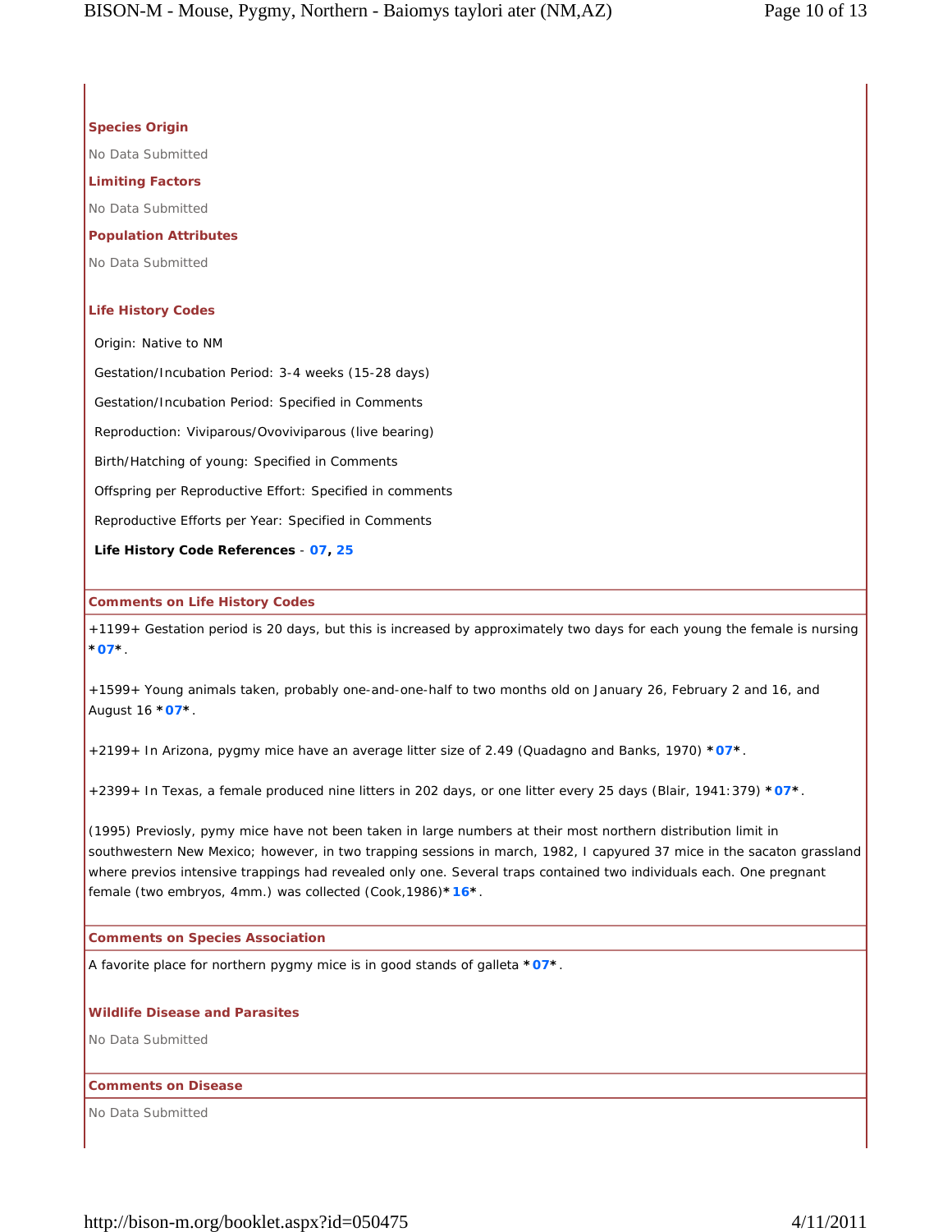### Species Origin

No Data Submitted

### Limiting Factors

No Data Submitted

### Population Attributes

No Data Submitted

### Life History Codes

Origin: Native to NM

Gestation/Incubation Period: 3-4 weeks (15-28 days)

Gestation/Incubation Period: Specified in Comments

Reproduction: Viviparous/Ovoviviparous (live bearing)

Birth/Hatching of young: Specified in Comments

Offspring per Reproductive Effort: Specified in comments

Reproductive Efforts per Year: Specified in Comments

**Life History Code References** - **07**, **25**

### Comments on Life History Codes

+1199+ Gestation period is 20 days, but this is increased by approximately two days for each young the female is nursing ***07***.

+1599+ Young animals taken, probably one-and-one-half to two months old on January 26, February 2 and 16, and August 16 ***07***.

+2199+ In Arizona, pygmy mice have an average litter size of 2.49 (Quadagno and Banks, 1970) ***07***.

+2399+ In Texas, a female produced nine litters in 202 days, or one litter every 25 days (Blair, 1941:379) ***07***.

(1995) Previosly, pymy mice have not been taken in large numbers at their most northern distribution limit in southwestern New Mexico; however, in two trapping sessions in march, 1982, I capyured 37 mice in the sacaton grassland where previos intensive trappings had revealed only one. Several traps contained two individuals each. One pregnant female (two embryos, 4mm.) was collected (Cook,1986)***16***.

### Comments on Species Association

A favorite place for northern pygmy mice is in good stands of galleta ***07***.

### Wildlife Disease and Parasites

No Data Submitted

### Comments on Disease

No Data Submitted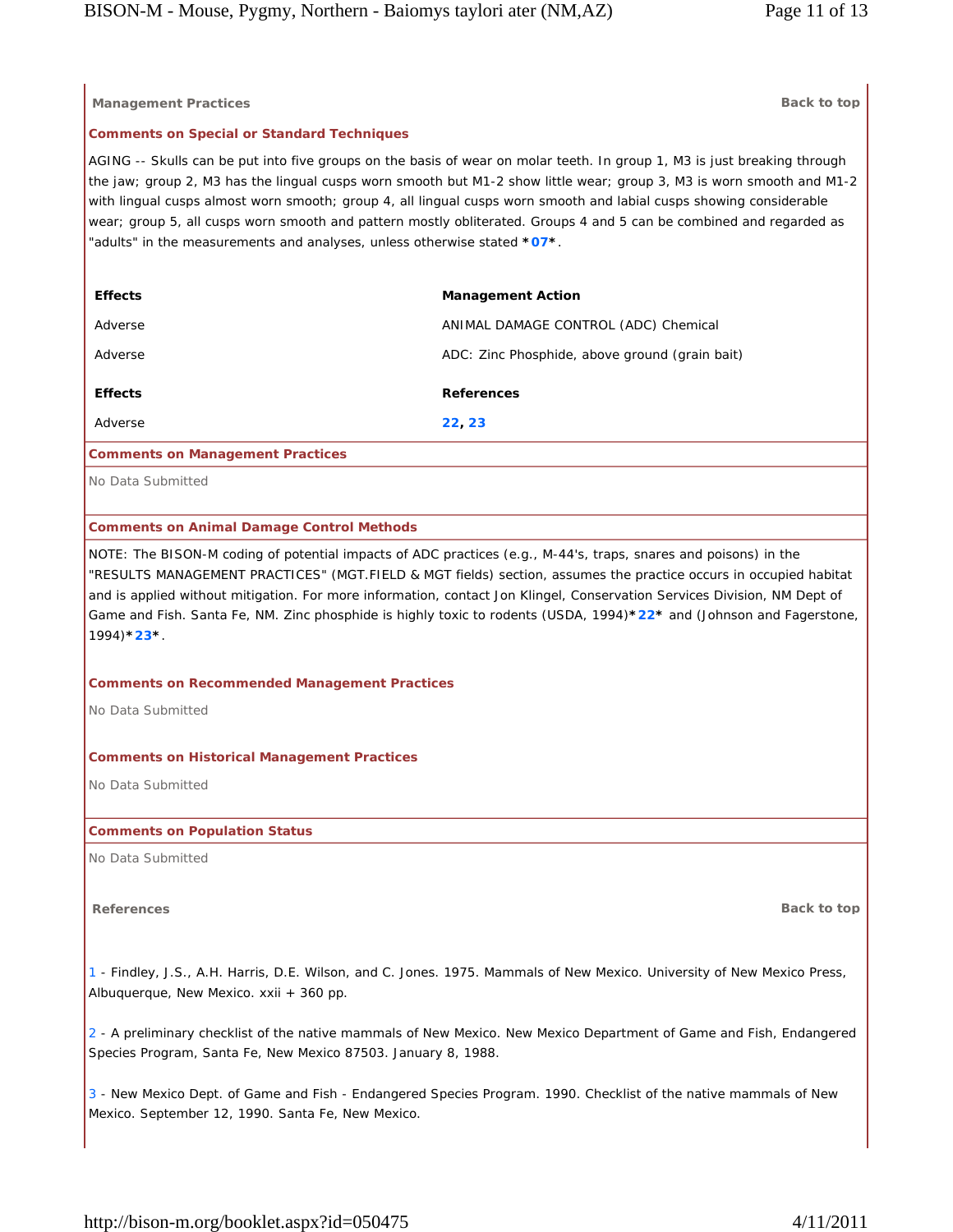## Management Practices

Back to top

### Comments on Special or Standard Techniques

AGING -- Skulls can be put into five groups on the basis of wear on molar teeth. In group 1, M3 is just breaking through the jaw; group 2, M3 has the lingual cusps worn smooth but M1-2 show little wear; group 3, M3 is worn smooth and M1-2 with lingual cusps almost worn smooth; group 4, all lingual cusps worn smooth and labial cusps showing considerable wear; group 5, all cusps worn smooth and pattern mostly obliterated. Groups 4 and 5 can be combined and regarded as "adults" in the measurements and analyses, unless otherwise stated *07*.

| Effects | Management Action |
|---|---|
| Adverse | ANIMAL DAMAGE CONTROL (ADC) Chemical |
| Adverse | ADC: Zinc Phosphide, above ground (grain bait) |

| Effects | References |
|---|---|
| Adverse | 22, 23 |

### Comments on Management Practices

No Data Submitted

### Comments on Animal Damage Control Methods

NOTE: The BISON-M coding of potential impacts of ADC practices (e.g., M-44's, traps, snares and poisons) in the "RESULTS MANAGEMENT PRACTICES" (MGT.FIELD & MGT fields) section, assumes the practice occurs in occupied habitat and is applied without mitigation. For more information, contact Jon Klingel, Conservation Services Division, NM Dept of Game and Fish. Santa Fe, NM. Zinc phosphide is highly toxic to rodents (USDA, 1994)*22* and (Johnson and Fagerstone, 1994)*23*.

### Comments on Recommended Management Practices

No Data Submitted

### Comments on Historical Management Practices

No Data Submitted

### Comments on Population Status

No Data Submitted

## References

Back to top

1 - Findley, J.S., A.H. Harris, D.E. Wilson, and C. Jones. 1975. Mammals of New Mexico. University of New Mexico Press, Albuquerque, New Mexico. xxii + 360 pp.

2 - A preliminary checklist of the native mammals of New Mexico. New Mexico Department of Game and Fish, Endangered Species Program, Santa Fe, New Mexico 87503. January 8, 1988.

3 - New Mexico Dept. of Game and Fish - Endangered Species Program. 1990. Checklist of the native mammals of New Mexico. September 12, 1990. Santa Fe, New Mexico.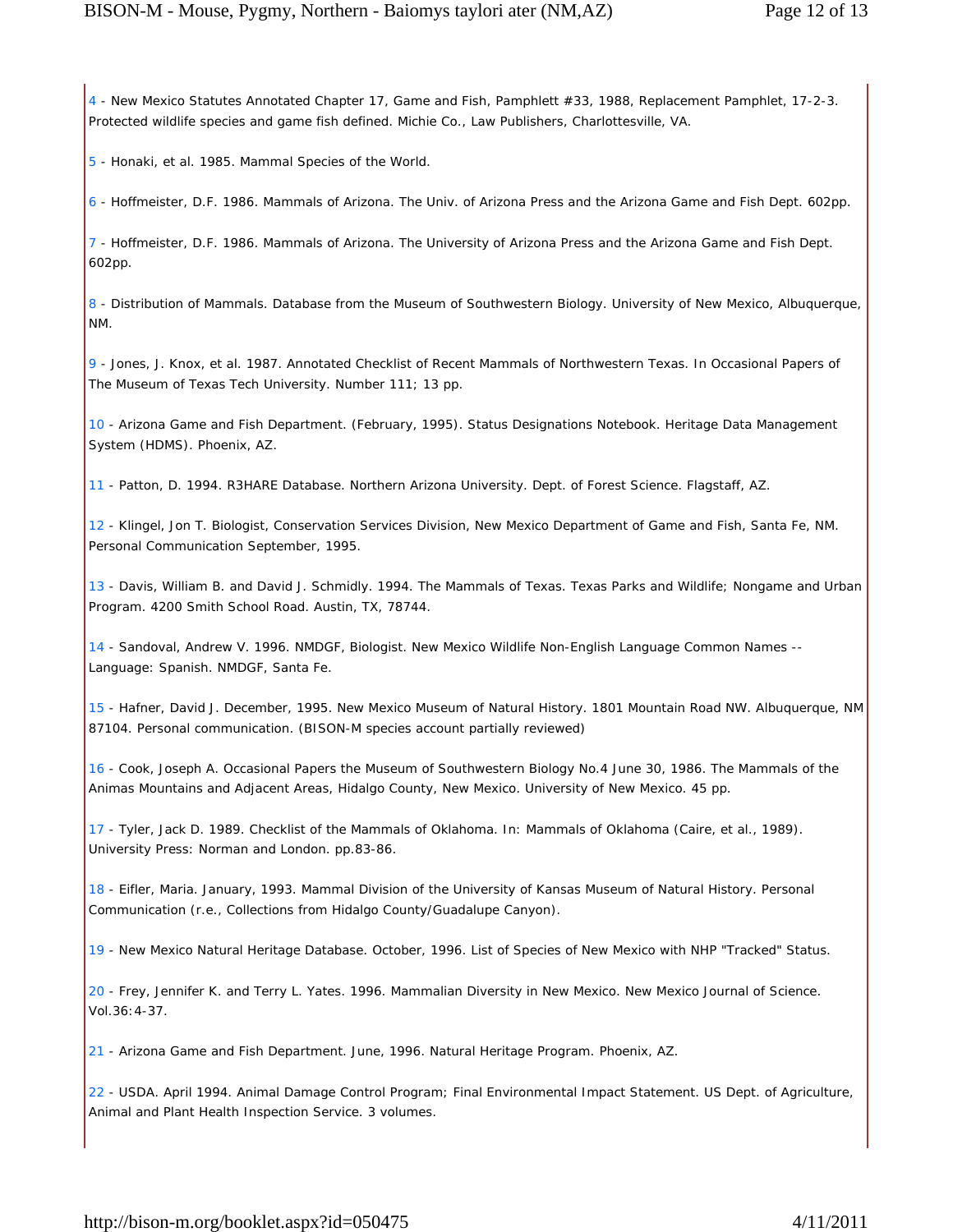4 - New Mexico Statutes Annotated Chapter 17, Game and Fish, Pamphlett #33, 1988, Replacement Pamphlet, 17-2-3. Protected wildlife species and game fish defined. Michie Co., Law Publishers, Charlottesville, VA.

5 - Honaki, et al. 1985. Mammal Species of the World.

6 - Hoffmeister, D.F. 1986. Mammals of Arizona. The Univ. of Arizona Press and the Arizona Game and Fish Dept. 602pp.

7 - Hoffmeister, D.F. 1986. Mammals of Arizona. The University of Arizona Press and the Arizona Game and Fish Dept. 602pp.

8 - Distribution of Mammals. Database from the Museum of Southwestern Biology. University of New Mexico, Albuquerque, NM.

9 - Jones, J. Knox, et al. 1987. Annotated Checklist of Recent Mammals of Northwestern Texas. In Occasional Papers of The Museum of Texas Tech University. Number 111; 13 pp.

10 - Arizona Game and Fish Department. (February, 1995). Status Designations Notebook. Heritage Data Management System (HDMS). Phoenix, AZ.

11 - Patton, D. 1994. R3HARE Database. Northern Arizona University. Dept. of Forest Science. Flagstaff, AZ.

12 - Klingel, Jon T. Biologist, Conservation Services Division, New Mexico Department of Game and Fish, Santa Fe, NM. Personal Communication September, 1995.

13 - Davis, William B. and David J. Schmidly. 1994. The Mammals of Texas. Texas Parks and Wildlife; Nongame and Urban Program. 4200 Smith School Road. Austin, TX, 78744.

14 - Sandoval, Andrew V. 1996. NMDGF, Biologist. New Mexico Wildlife Non-English Language Common Names -- Language: Spanish. NMDGF, Santa Fe.

15 - Hafner, David J. December, 1995. New Mexico Museum of Natural History. 1801 Mountain Road NW. Albuquerque, NM 87104. Personal communication. (BISON-M species account partially reviewed)

16 - Cook, Joseph A. Occasional Papers the Museum of Southwestern Biology No.4 June 30, 1986. The Mammals of the Animas Mountains and Adjacent Areas, Hidalgo County, New Mexico. University of New Mexico. 45 pp.

17 - Tyler, Jack D. 1989. Checklist of the Mammals of Oklahoma. In: Mammals of Oklahoma (Caire, et al., 1989). University Press: Norman and London. pp.83-86.

18 - Eifler, Maria. January, 1993. Mammal Division of the University of Kansas Museum of Natural History. Personal Communication (r.e., Collections from Hidalgo County/Guadalupe Canyon).

19 - New Mexico Natural Heritage Database. October, 1996. List of Species of New Mexico with NHP "Tracked" Status.

20 - Frey, Jennifer K. and Terry L. Yates. 1996. Mammalian Diversity in New Mexico. New Mexico Journal of Science. Vol.36:4-37.

21 - Arizona Game and Fish Department. June, 1996. Natural Heritage Program. Phoenix, AZ.

22 - USDA. April 1994. Animal Damage Control Program; Final Environmental Impact Statement. US Dept. of Agriculture, Animal and Plant Health Inspection Service. 3 volumes.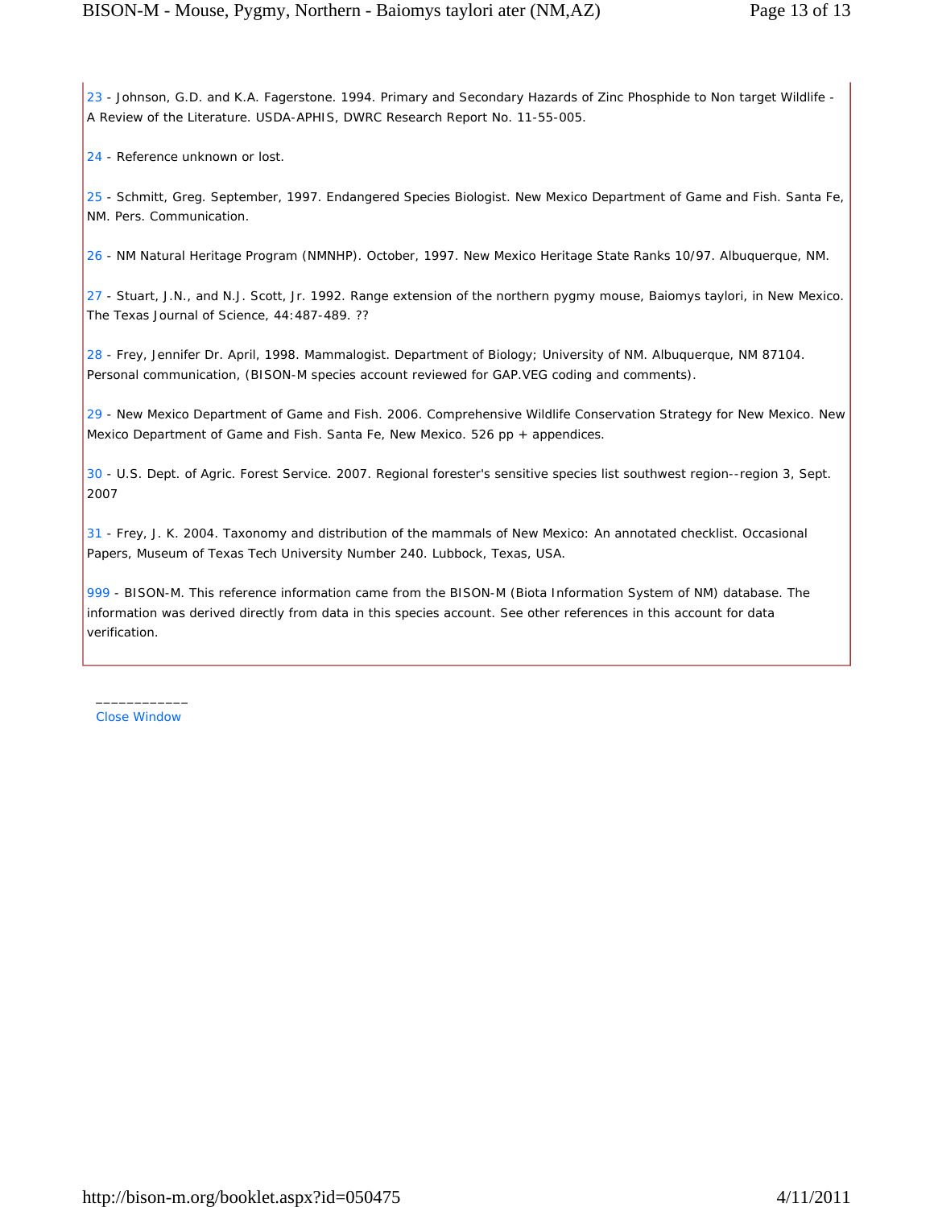23 - Johnson, G.D. and K.A. Fagerstone. 1994. Primary and Secondary Hazards of Zinc Phosphide to Non target Wildlife - A Review of the Literature. USDA-APHIS, DWRC Research Report No. 11-55-005.

24 - Reference unknown or lost.

25 - Schmitt, Greg. September, 1997. Endangered Species Biologist. New Mexico Department of Game and Fish. Santa Fe, NM. Pers. Communication.

26 - NM Natural Heritage Program (NMNHP). October, 1997. New Mexico Heritage State Ranks 10/97. Albuquerque, NM.

27 - Stuart, J.N., and N.J. Scott, Jr. 1992. Range extension of the northern pygmy mouse, Baiomys taylori, in New Mexico. The Texas Journal of Science, 44:487-489. ??

28 - Frey, Jennifer Dr. April, 1998. Mammalogist. Department of Biology; University of NM. Albuquerque, NM 87104. Personal communication, (BISON-M species account reviewed for GAP.VEG coding and comments).

29 - New Mexico Department of Game and Fish. 2006. Comprehensive Wildlife Conservation Strategy for New Mexico. New Mexico Department of Game and Fish. Santa Fe, New Mexico. 526 pp + appendices.

30 - U.S. Dept. of Agric. Forest Service. 2007. Regional forester's sensitive species list southwest region--region 3, Sept. 2007

31 - Frey, J. K. 2004. Taxonomy and distribution of the mammals of New Mexico: An annotated checklist. Occasional Papers, Museum of Texas Tech University Number 240. Lubbock, Texas, USA.

999 - BISON-M. This reference information came from the BISON-M (Biota Information System of NM) database. The information was derived directly from data in this species account. See other references in this account for data verification.

Close Window